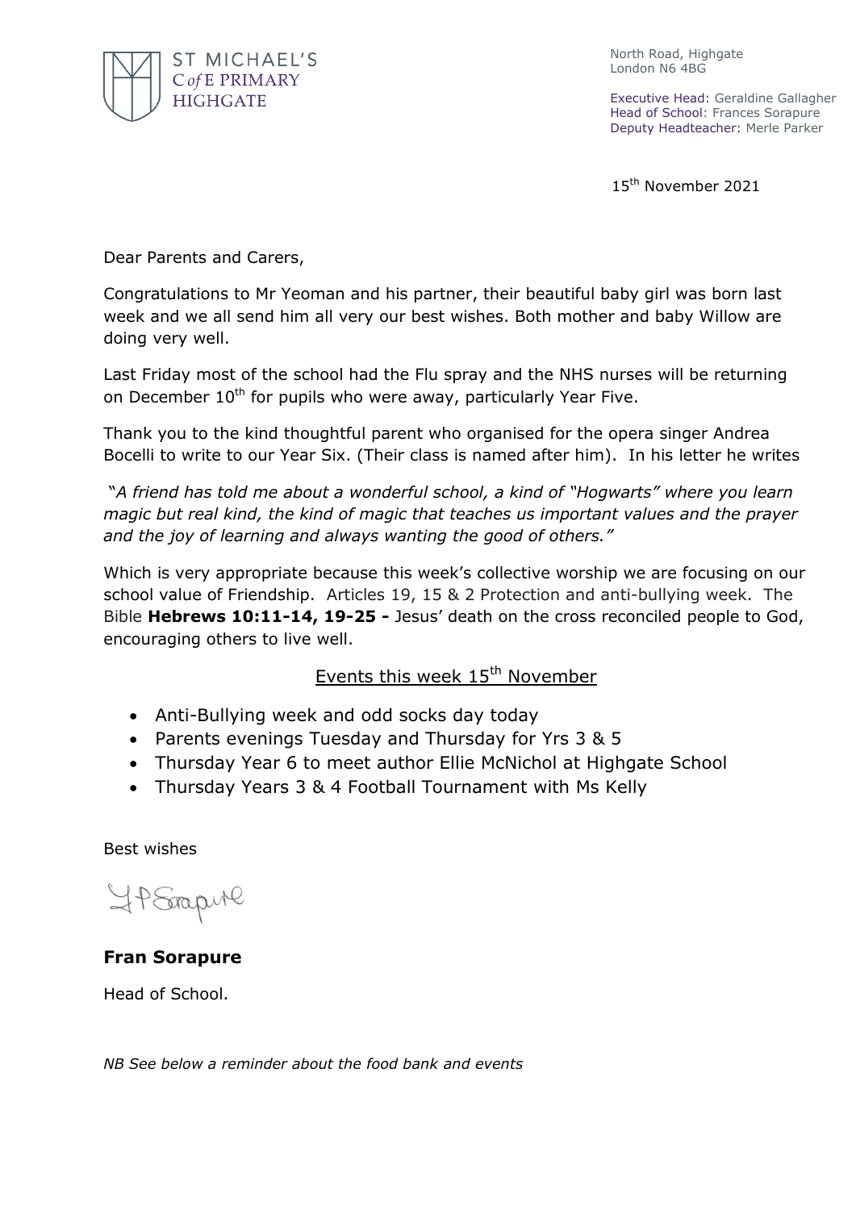ST MICHAEL'S
C of E PRIMARY
HIGHGATE

North Road, Highgate
London N6 4BG

Executive Head: Geraldine Gallagher
Head of School: Frances Sorapure
Deputy Headteacher: Merle Parker

15th November 2021

Dear Parents and Carers,

Congratulations to Mr Yeoman and his partner, their beautiful baby girl was born last week and we all send him all very our best wishes. Both mother and baby Willow are doing very well.

Last Friday most of the school had the Flu spray and the NHS nurses will be returning on December 10th for pupils who were away, particularly Year Five.

Thank you to the kind thoughtful parent who organised for the opera singer Andrea Bocelli to write to our Year Six. (Their class is named after him). In his letter he writes

*"A friend has told me about a wonderful school, a kind of "Hogwarts" where you learn magic but real kind, the kind of magic that teaches us important values and the prayer and the joy of learning and always wanting the good of others."*

Which is very appropriate because this week's collective worship we are focusing on our school value of Friendship. Articles 19, 15 & 2 Protection and anti-bullying week. The Bible **Hebrews 10:11-14, 19-25 -** Jesus' death on the cross reconciled people to God, encouraging others to live well.

## Events this week 15th November

- Anti-Bullying week and odd socks day today
- Parents evenings Tuesday and Thursday for Yrs 3 & 5
- Thursday Year 6 to meet author Ellie McNichol at Highgate School
- Thursday Years 3 & 4 Football Tournament with Ms Kelly

Best wishes

**Fran Sorapure**

Head of School.

*NB See below a reminder about the food bank and events*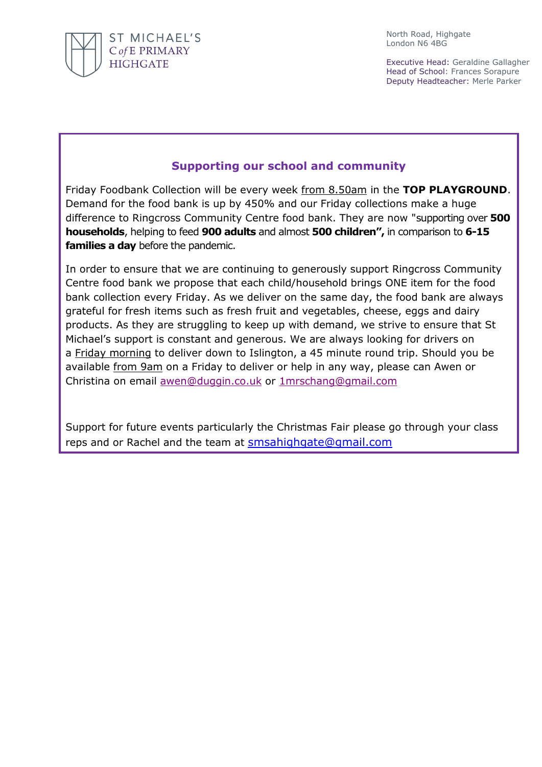ST MICHAEL'S
C of E PRIMARY
HIGHGATE

North Road, Highgate
London N6 4BG

Executive Head: Geraldine Gallagher
Head of School: Frances Sorapure
Deputy Headteacher: Merle Parker

## Supporting our school and community

Friday Foodbank Collection will be every week from 8.50am in the **TOP PLAYGROUND**. Demand for the food bank is up by 450% and our Friday collections make a huge difference to Ringcross Community Centre food bank. They are now "supporting over **500 households**, helping to feed **900 adults** and almost **500 children",** in comparison to **6-15 families a day** before the pandemic.

In order to ensure that we are continuing to generously support Ringcross Community Centre food bank we propose that each child/household brings ONE item for the food bank collection every Friday. As we deliver on the same day, the food bank are always grateful for fresh items such as fresh fruit and vegetables, cheese, eggs and dairy products. As they are struggling to keep up with demand, we strive to ensure that St Michael's support is constant and generous. We are always looking for drivers on a Friday morning to deliver down to Islington, a 45 minute round trip. Should you be available from 9am on a Friday to deliver or help in any way, please can Awen or Christina on email awen@duggin.co.uk or 1mrschang@gmail.com

Support for future events particularly the Christmas Fair please go through your class reps and or Rachel and the team at smsahighgate@gmail.com